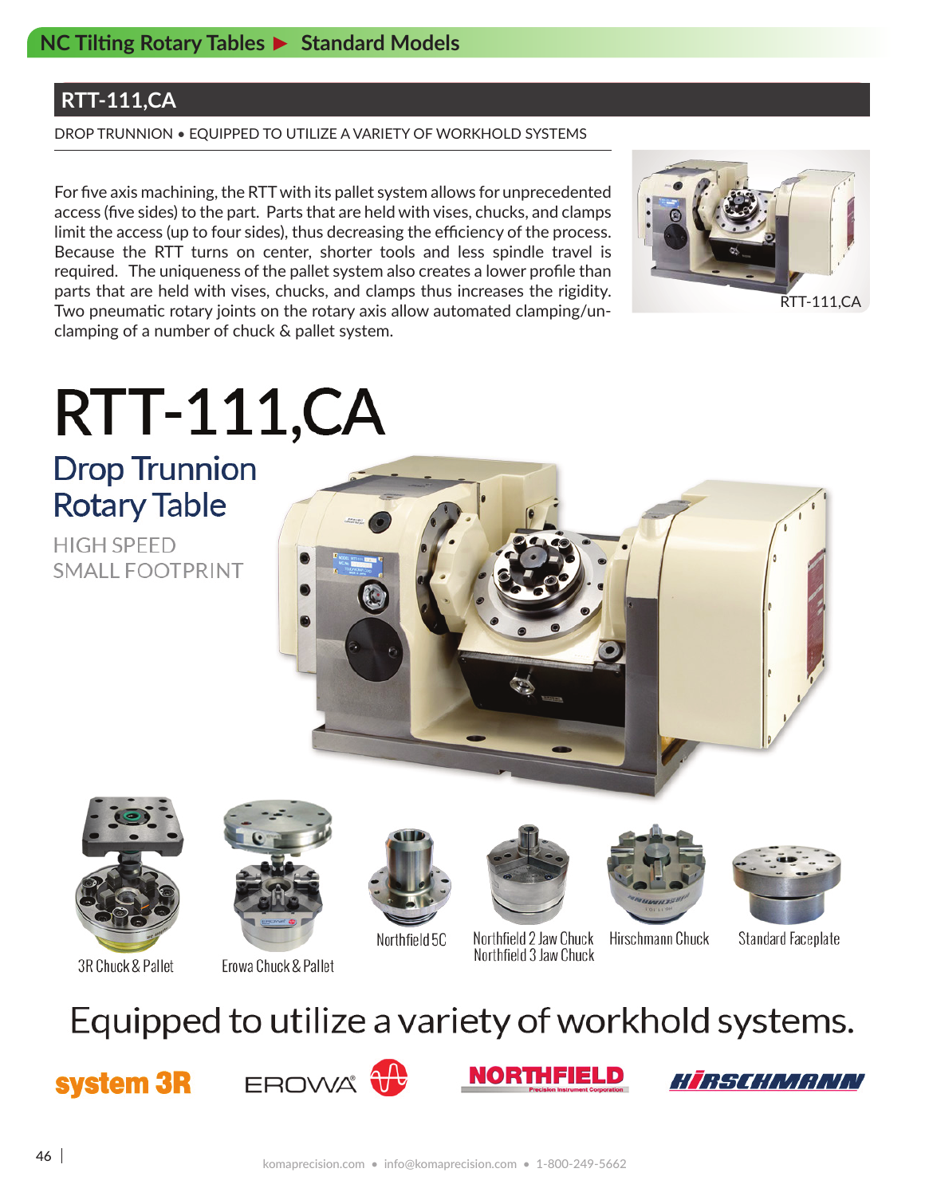NC Tilting Rotary Tables ▶ Standard Models

## RTT-111,CA

DROP TRUNNION • EQUIPPED TO UTILIZE A VARIETY OF WORKHOLD SYSTEMS

For five axis machining, the RTT with its pallet system allows for unprecedented access (five sides) to the part. Parts that are held with vises, chucks, and clamps limit the access (up to four sides), thus decreasing the efficiency of the process. Because the RTT turns on center, shorter tools and less spindle travel is required. The uniqueness of the pallet system also creates a lower profile than parts that are held with vises, chucks, and clamps thus increases the rigidity. Two pneumatic rotary joints on the rotary axis allow automated clamping/un-clamping of a number of chuck & pallet system.

RTT-111,CA

# RTT-111,CA

## Drop Trunnion Rotary Table

HIGH SPEED
SMALL FOOTPRINT

3R Chuck & Pallet

Erowa Chuck & Pallet

Northfield 5C

Northfield 2 Jaw Chuck
Northfield 3 Jaw Chuck

Hirschmann Chuck

Standard Faceplate

## Equipped to utilize a variety of workhold systems.

system 3R EROWA NORTHFIELD Precision Instrument Corporation HIRSCHMANN

komaprecision.com • info@komaprecision.com • 1-800-249-5662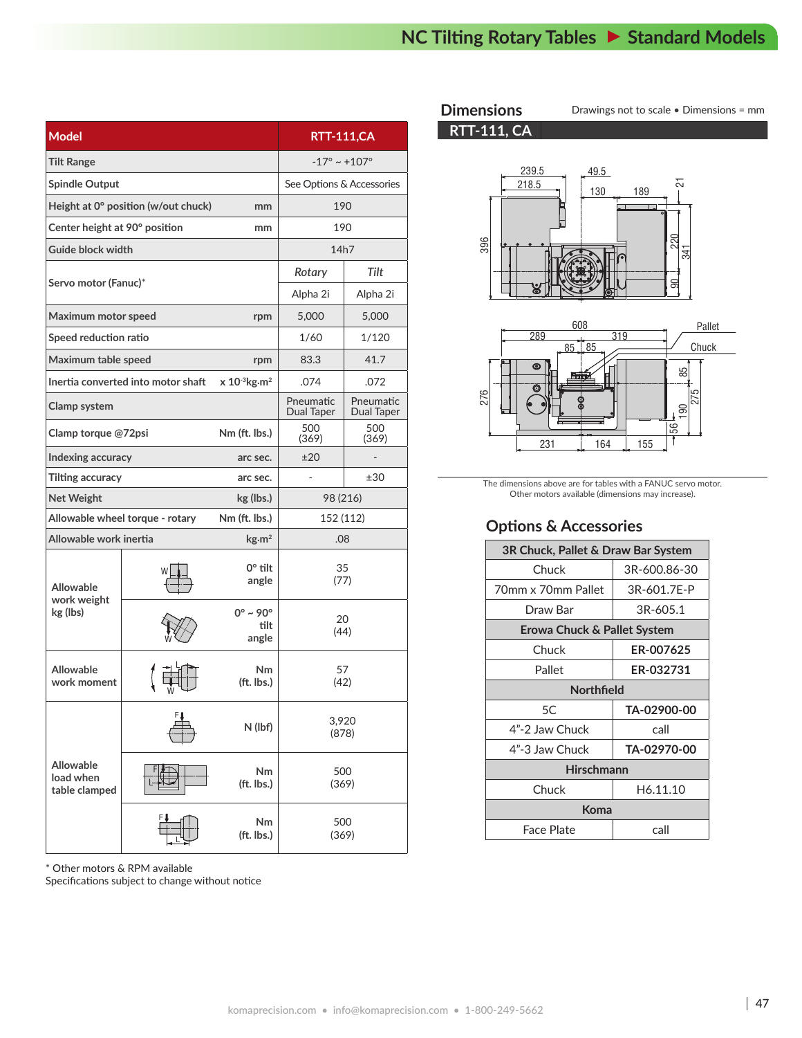# NC Tilting Rotary Tables ▶ Standard Models

| Model | | RTT-111,CA | |
|---|---|---|---|
| Tilt Range | | -17° ~ +107° | |
| Spindle Output | | See Options & Accessories | |
| Height at 0° position (w/out chuck) | mm | 190 | |
| Center height at 90° position | mm | 190 | |
| Guide block width | | 14h7 | |
| Servo motor (Fanuc)* | | *Rotary* | *Tilt* |
| | | Alpha 2i | Alpha 2i |
| Maximum motor speed | rpm | 5,000 | 5,000 |
| Speed reduction ratio | | 1/60 | 1/120 |
| Maximum table speed | rpm | 83.3 | 41.7 |
| Inertia converted into motor shaft | x $10^{-3}$kg·m² | .074 | .072 |
| Clamp system | | Pneumatic Dual Taper | Pneumatic Dual Taper |
| Clamp torque @72psi | Nm (ft. lbs.) | 500 (369) | 500 (369) |
| Indexing accuracy | arc sec. | ±20 | - |
| Tilting accuracy | arc sec. | - | ±30 |
| Net Weight | kg (lbs.) | 98 (216) | |
| Allowable wheel torque - rotary | Nm (ft. lbs.) | 152 (112) | |
| Allowable work inertia | kg·m² | .08 | |
| Allowable work weight kg (lbs) | 0° tilt angle | 35 (77) | |
| | 0° ~ 90° tilt angle | 20 (44) | |
| Allowable work moment | Nm (ft. lbs.) | 57 (42) | |
| Allowable load when table clamped | N (lbf) | 3,920 (878) | |
| | Nm (ft. lbs.) | 500 (369) | |
| | Nm (ft. lbs.) | 500 (369) | |

\* Other motors & RPM available
Specifications subject to change without notice

## Dimensions

Drawings not to scale • Dimensions = mm

### RTT-111, CA

239.5
218.5
49.5
130
189
21
396
220
341
90

608
289
319
85
85
Pallet
Chuck
276
85
275
190
56
231
164
155

The dimensions above are for tables with a FANUC servo motor.
Other motors available (dimensions may increase).

## Options & Accessories

| 3R Chuck, Pallet & Draw Bar System | |
|---|---|
| Chuck | 3R-600.86-30 |
| 70mm x 70mm Pallet | 3R-601.7E-P |
| Draw Bar | 3R-605.1 |
| **Erowa Chuck & Pallet System** | |
| Chuck | **ER-007625** |
| Pallet | **ER-032731** |
| **Northfield** | |
| 5C | **TA-02900-00** |
| 4"-2 Jaw Chuck | call |
| 4"-3 Jaw Chuck | **TA-02970-00** |
| **Hirschmann** | |
| Chuck | H6.11.10 |
| **Koma** | |
| Face Plate | call |

komaprecision.com • info@komaprecision.com • 1-800-249-5662